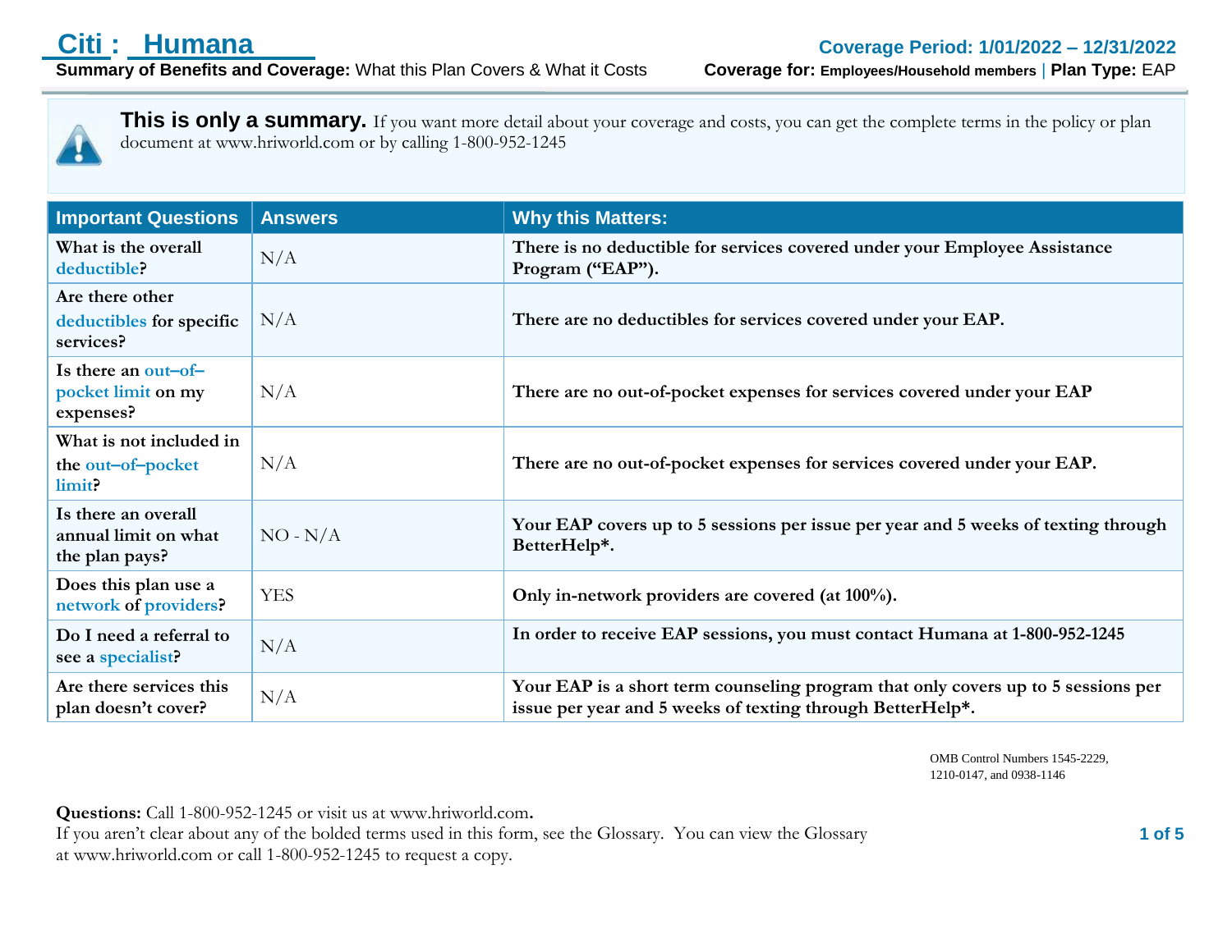# Citi : Humana

**Summary of Benefits and Coverage:** What this Plan Covers & What it Costs

**Coverage Period: 1/01/2022 – 12/31/2022**

**Coverage for:** Employees/Household members | **Plan Type:** EAP

**This is only a summary.** If you want more detail about your coverage and costs, you can get the complete terms in the policy or plan document at www.hriworld.com or by calling 1-800-952-1245

| Important Questions | Answers | Why this Matters: |
|---|---|---|
| **What is the overall deductible?** | N/A | **There is no deductible for services covered under your Employee Assistance Program ("EAP").** |
| **Are there other deductibles for specific services?** | N/A | **There are no deductibles for services covered under your EAP.** |
| **Is there an out–of–pocket limit on my expenses?** | N/A | **There are no out-of-pocket expenses for services covered under your EAP** |
| **What is not included in the out–of–pocket limit?** | N/A | **There are no out-of-pocket expenses for services covered under your EAP.** |
| **Is there an overall annual limit on what the plan pays?** | NO - N/A | **Your EAP covers up to 5 sessions per issue per year and 5 weeks of texting through BetterHelp*.** |
| **Does this plan use a network of providers?** | YES | **Only in-network providers are covered (at 100%).** |
| **Do I need a referral to see a specialist?** | N/A | **In order to receive EAP sessions, you must contact Humana at 1-800-952-1245** |
| **Are there services this plan doesn't cover?** | N/A | **Your EAP is a short term counseling program that only covers up to 5 sessions per issue per year and 5 weeks of texting through BetterHelp*.** |

OMB Control Numbers 1545-2229, 1210-0147, and 0938-1146

**Questions:** Call 1-800-952-1245 or visit us at www.hriworld.com.
If you aren't clear about any of the bolded terms used in this form, see the Glossary. You can view the Glossary at www.hriworld.com or call 1-800-952-1245 to request a copy.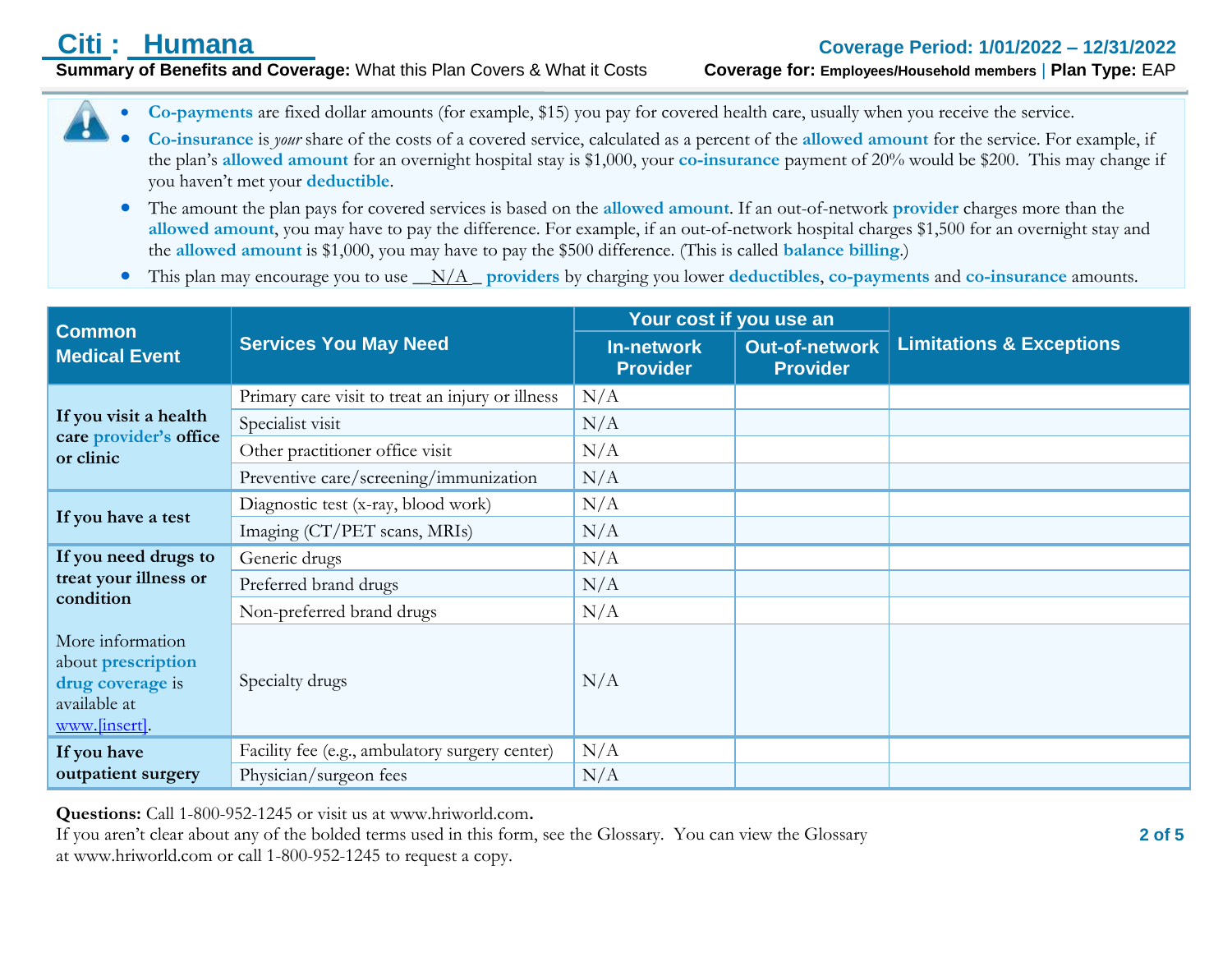- **Co-payments** are fixed dollar amounts (for example, $15) you pay for covered health care, usually when you receive the service.
- **Co-insurance** is *your* share of the costs of a covered service, calculated as a percent of the **allowed amount** for the service. For example, if the plan's **allowed amount** for an overnight hospital stay is $1,000, your **co-insurance** payment of 20% would be $200. This may change if you haven't met your **deductible**.
- The amount the plan pays for covered services is based on the **allowed amount**. If an out-of-network **provider** charges more than the **allowed amount**, you may have to pay the difference. For example, if an out-of-network hospital charges $1,500 for an overnight stay and the **allowed amount** is $1,000, you may have to pay the $500 difference. (This is called **balance billing**.)
- This plan may encourage you to use __N/A_ **providers** by charging you lower **deductibles**, **co-payments** and **co-insurance** amounts.

| Common Medical Event | Services You May Need | Your cost if you use an In-network Provider | Your cost if you use an Out-of-network Provider | Limitations & Exceptions |
|---|---|---|---|---|
| **If you visit a health care provider's office or clinic** | Primary care visit to treat an injury or illness | N/A | | |
| | Specialist visit | N/A | | |
| | Other practitioner office visit | N/A | | |
| | Preventive care/screening/immunization | N/A | | |
| **If you have a test** | Diagnostic test (x-ray, blood work) | N/A | | |
| | Imaging (CT/PET scans, MRIs) | N/A | | |
| **If you need drugs to treat your illness or condition** More information about **prescription drug coverage** is available at www.[insert]. | Generic drugs | N/A | | |
| | Preferred brand drugs | N/A | | |
| | Non-preferred brand drugs | N/A | | |
| | Specialty drugs | N/A | | |
| **If you have outpatient surgery** | Facility fee (e.g., ambulatory surgery center) | N/A | | |
| | Physician/surgeon fees | N/A | | |

**Questions:** Call 1-800-952-1245 or visit us at www.hriworld.com.
If you aren't clear about any of the bolded terms used in this form, see the Glossary. You can view the Glossary at www.hriworld.com or call 1-800-952-1245 to request a copy.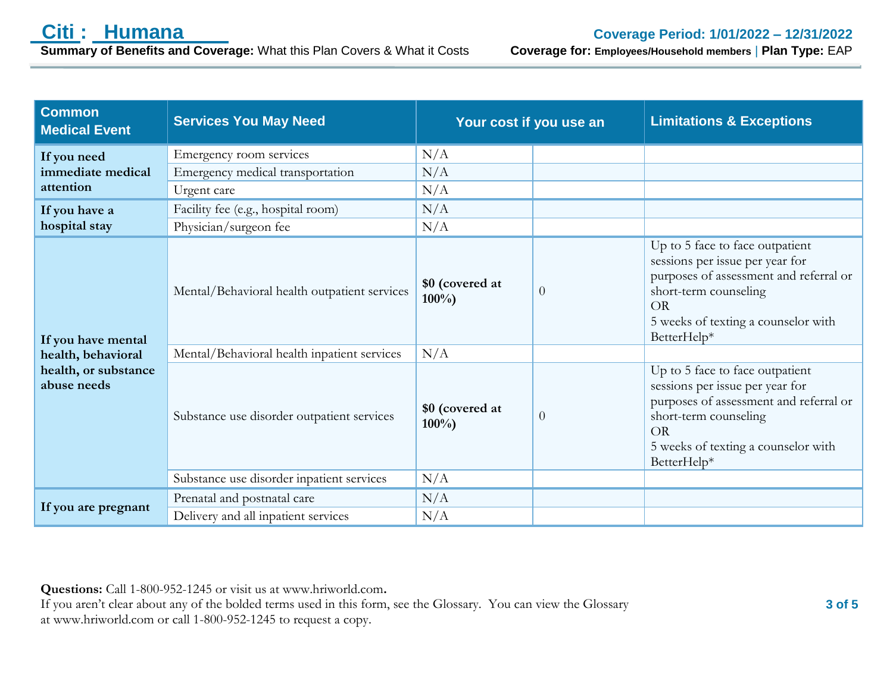| Common Medical Event | Services You May Need | Your cost if you use an | | Limitations & Exceptions |
|---|---|---|---|---|
| If you need immediate medical attention | Emergency room services | N/A | | |
| | Emergency medical transportation | N/A | | |
| | Urgent care | N/A | | |
| If you have a hospital stay | Facility fee (e.g., hospital room) | N/A | | |
| | Physician/surgeon fee | N/A | | |
| If you have mental health, behavioral health, or substance abuse needs | Mental/Behavioral health outpatient services | **$0 (covered at 100%)** | 0 | Up to 5 face to face outpatient sessions per issue per year for purposes of assessment and referral or short-term counseling<br>OR<br>5 weeks of texting a counselor with BetterHelp* |
| | Mental/Behavioral health inpatient services | N/A | | |
| | Substance use disorder outpatient services | **$0 (covered at 100%)** | 0 | Up to 5 face to face outpatient sessions per issue per year for purposes of assessment and referral or short-term counseling<br>OR<br>5 weeks of texting a counselor with BetterHelp* |
| | Substance use disorder inpatient services | N/A | | |
| If you are pregnant | Prenatal and postnatal care | N/A | | |
| | Delivery and all inpatient services | N/A | | |

**Questions:** Call 1-800-952-1245 or visit us at www.hriworld.com.
If you aren't clear about any of the bolded terms used in this form, see the Glossary. You can view the Glossary at www.hriworld.com or call 1-800-952-1245 to request a copy.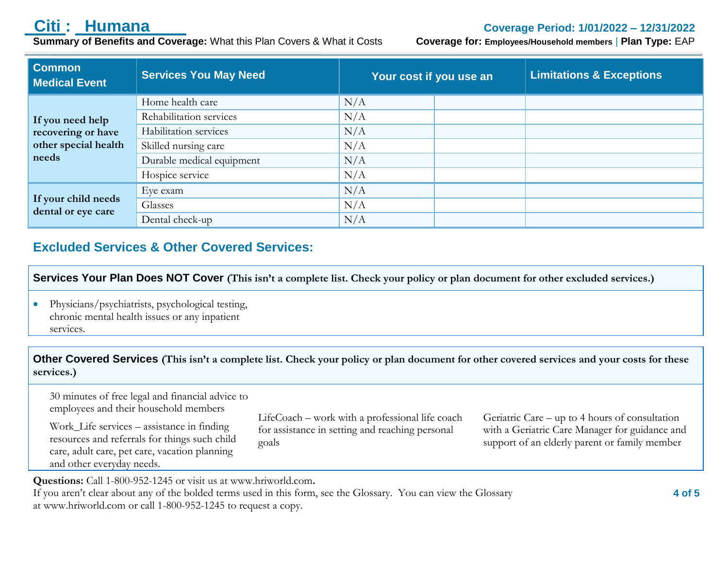| Common Medical Event | Services You May Need | Your cost if you use an | | Limitations & Exceptions |
|---|---|---|---|---|
| If you need help recovering or have other special health needs | Home health care | N/A | | |
| | Rehabilitation services | N/A | | |
| | Habilitation services | N/A | | |
| | Skilled nursing care | N/A | | |
| | Durable medical equipment | N/A | | |
| | Hospice service | N/A | | |
| If your child needs dental or eye care | Eye exam | N/A | | |
| | Glasses | N/A | | |
| | Dental check-up | N/A | | |

## Excluded Services & Other Covered Services:

**Services Your Plan Does NOT Cover (This isn't a complete list. Check your policy or plan document for other excluded services.)**

- Physicians/psychiatrists, psychological testing, chronic mental health issues or any inpatient services.

**Other Covered Services (This isn't a complete list. Check your policy or plan document for other covered services and your costs for these services.)**

30 minutes of free legal and financial advice to employees and their household members

Work_Life services – assistance in finding resources and referrals for things such child care, adult care, pet care, vacation planning and other everyday needs.

LifeCoach – work with a professional life coach for assistance in setting and reaching personal goals

Geriatric Care – up to 4 hours of consultation with a Geriatric Care Manager for guidance and support of an elderly parent or family member

**Questions:** Call 1-800-952-1245 or visit us at www.hriworld.com**.**
If you aren't clear about any of the bolded terms used in this form, see the Glossary. You can view the Glossary at www.hriworld.com or call 1-800-952-1245 to request a copy.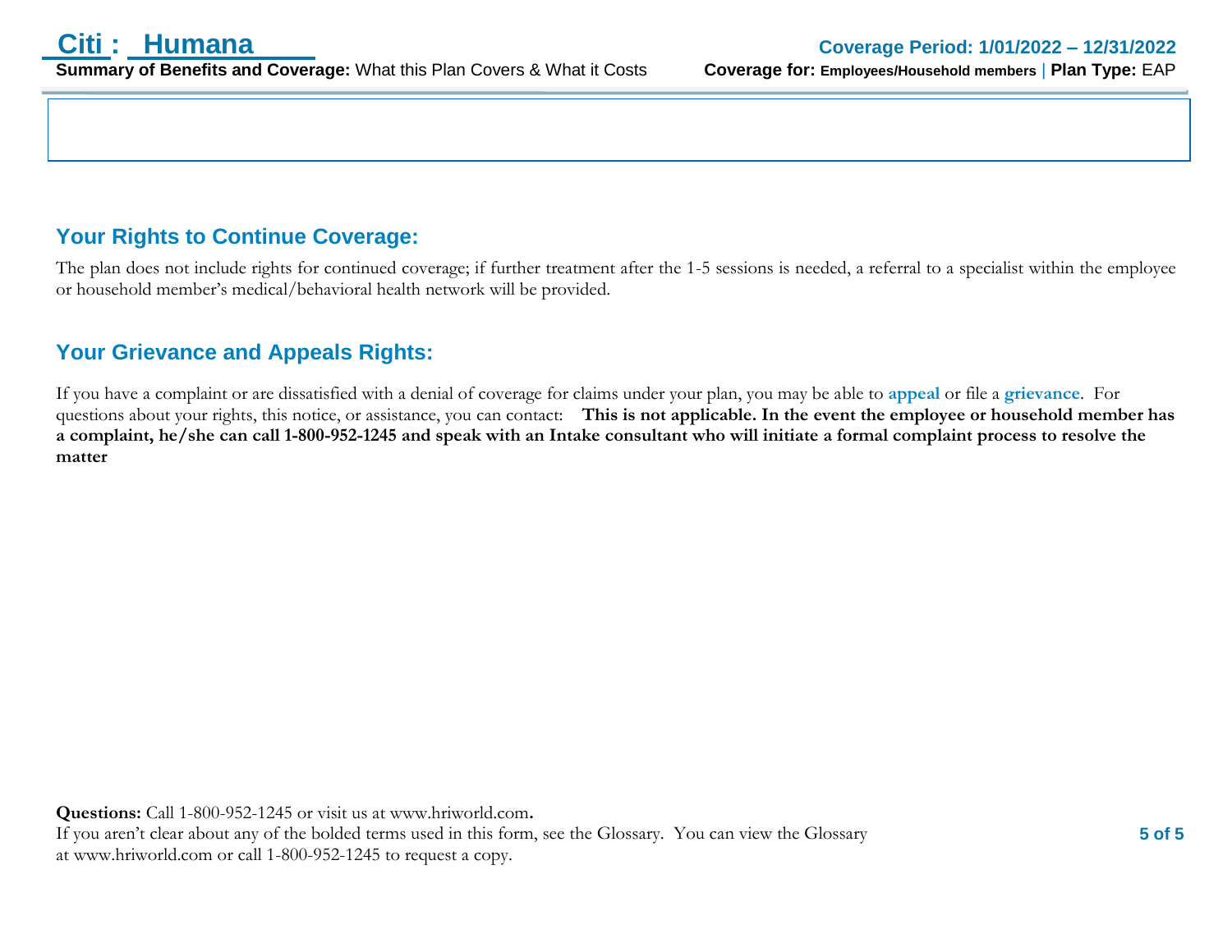## Your Rights to Continue Coverage:

The plan does not include rights for continued coverage; if further treatment after the 1-5 sessions is needed, a referral to a specialist within the employee or household member's medical/behavioral health network will be provided.

## Your Grievance and Appeals Rights:

If you have a complaint or are dissatisfied with a denial of coverage for claims under your plan, you may be able to **appeal** or file a **grievance**. For questions about your rights, this notice, or assistance, you can contact: **This is not applicable. In the event the employee or household member has a complaint, he/she can call 1-800-952-1245 and speak with an Intake consultant who will initiate a formal complaint process to resolve the matter**

**Questions:** Call 1-800-952-1245 or visit us at www.hriworld.com.
If you aren't clear about any of the bolded terms used in this form, see the Glossary. You can view the Glossary at www.hriworld.com or call 1-800-952-1245 to request a copy.